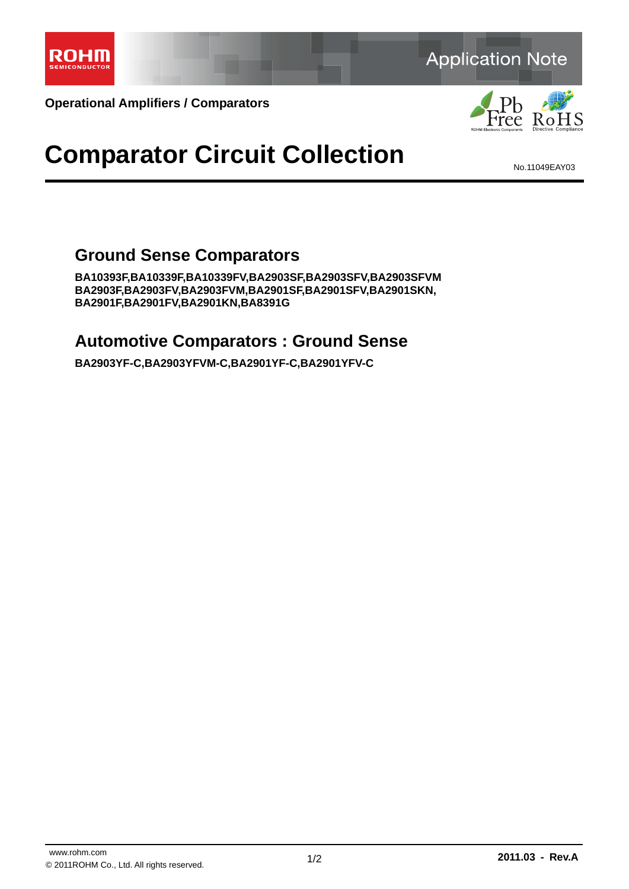Operational Amplifiers / Comparators

# Comparator Circuit Collection

No.11049EAY03

## Ground Sense Comparators

**BA10393F,BA10339F,BA10339FV,BA2903SF,BA2903SFV,BA2903SFVM**
**BA2903F,BA2903FV,BA2903FVM,BA2901SF,BA2901SFV,BA2901SKN,**
**BA2901F,BA2901FV,BA2901KN,BA8391G**

## Automotive Comparators : Ground Sense

**BA2903YF-C,BA2903YFVM-C,BA2901YF-C,BA2901YFV-C**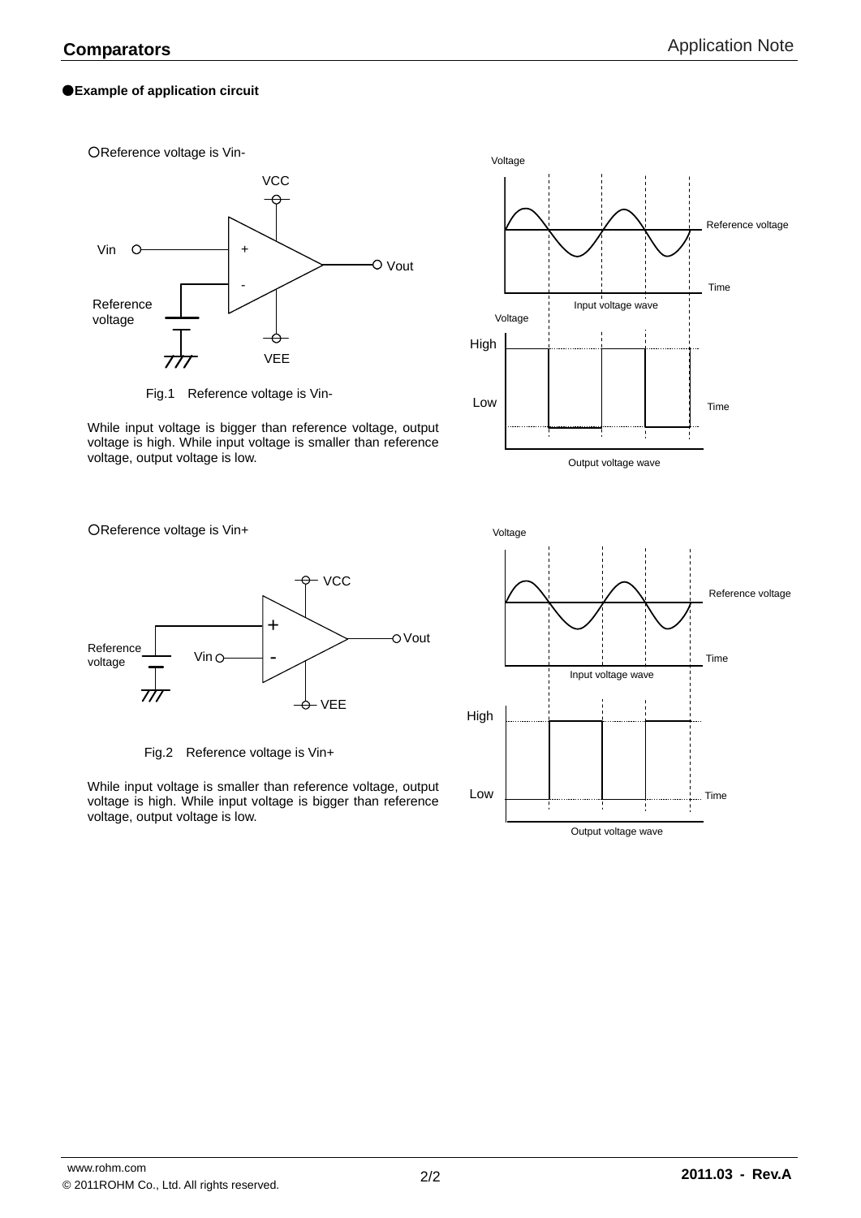## ●Example of application circuit

○Reference voltage is Vin-

Fig.1　Reference voltage is Vin-

While input voltage is bigger than reference voltage, output voltage is high. While input voltage is smaller than reference voltage, output voltage is low.

○Reference voltage is Vin+

Fig.2　Reference voltage is Vin+

While input voltage is smaller than reference voltage, output voltage is high. While input voltage is bigger than reference voltage, output voltage is low.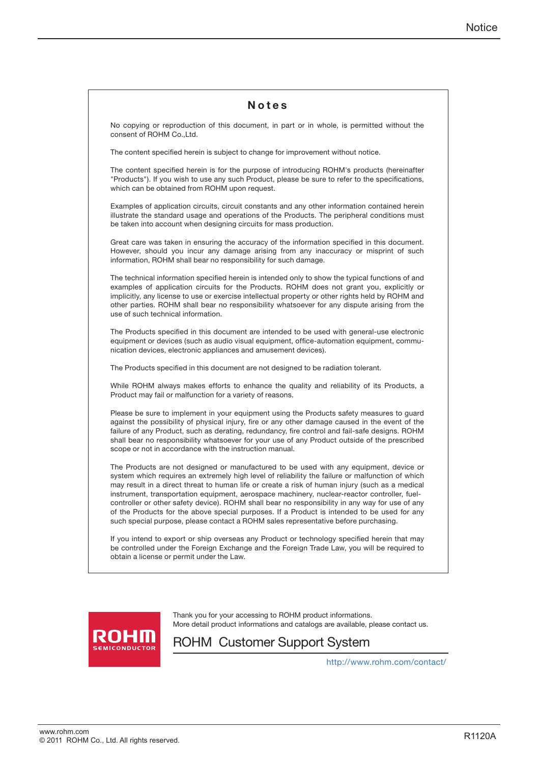## Notes

No copying or reproduction of this document, in part or in whole, is permitted without the consent of ROHM Co.,Ltd.

The content specified herein is subject to change for improvement without notice.

The content specified herein is for the purpose of introducing ROHM's products (hereinafter "Products"). If you wish to use any such Product, please be sure to refer to the specifications, which can be obtained from ROHM upon request.

Examples of application circuits, circuit constants and any other information contained herein illustrate the standard usage and operations of the Products. The peripheral conditions must be taken into account when designing circuits for mass production.

Great care was taken in ensuring the accuracy of the information specified in this document. However, should you incur any damage arising from any inaccuracy or misprint of such information, ROHM shall bear no responsibility for such damage.

The technical information specified herein is intended only to show the typical functions of and examples of application circuits for the Products. ROHM does not grant you, explicitly or implicitly, any license to use or exercise intellectual property or other rights held by ROHM and other parties. ROHM shall bear no responsibility whatsoever for any dispute arising from the use of such technical information.

The Products specified in this document are intended to be used with general-use electronic equipment or devices (such as audio visual equipment, office-automation equipment, communication devices, electronic appliances and amusement devices).

The Products specified in this document are not designed to be radiation tolerant.

While ROHM always makes efforts to enhance the quality and reliability of its Products, a Product may fail or malfunction for a variety of reasons.

Please be sure to implement in your equipment using the Products safety measures to guard against the possibility of physical injury, fire or any other damage caused in the event of the failure of any Product, such as derating, redundancy, fire control and fail-safe designs. ROHM shall bear no responsibility whatsoever for your use of any Product outside of the prescribed scope or not in accordance with the instruction manual.

The Products are not designed or manufactured to be used with any equipment, device or system which requires an extremely high level of reliability the failure or malfunction of which may result in a direct threat to human life or create a risk of human injury (such as a medical instrument, transportation equipment, aerospace machinery, nuclear-reactor controller, fuel-controller or other safety device). ROHM shall bear no responsibility in any way for use of any of the Products for the above special purposes. If a Product is intended to be used for any such special purpose, please contact a ROHM sales representative before purchasing.

If you intend to export or ship overseas any Product or technology specified herein that may be controlled under the Foreign Exchange and the Foreign Trade Law, you will be required to obtain a license or permit under the Law.

ROHM SEMICONDUCTOR

Thank you for your accessing to ROHM product informations.
More detail product informations and catalogs are available, please contact us.

## ROHM Customer Support System

http://www.rohm.com/contact/

www.rohm.com
© 2011 ROHM Co., Ltd. All rights reserved.

R1120A